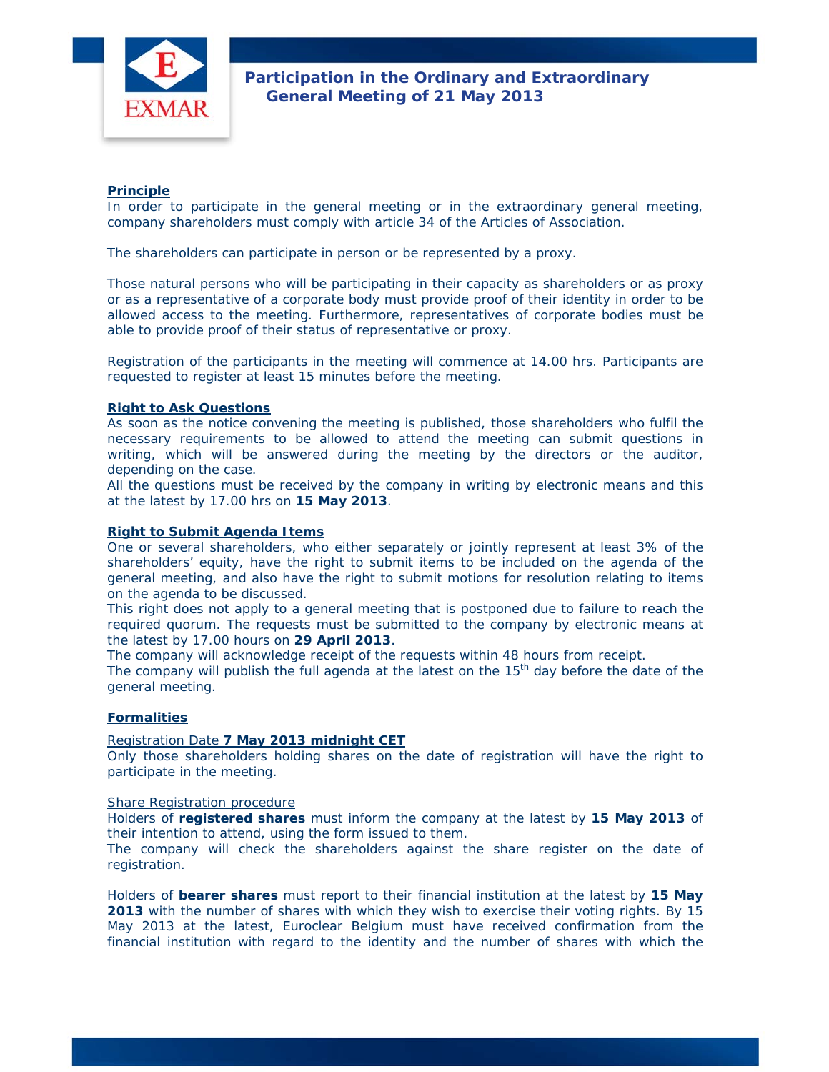# Participation in the Ordinary and Extraordinary General Meeting of 21 May 2013

## Principle

In order to participate in the general meeting or in the extraordinary general meeting, company shareholders must comply with article 34 of the Articles of Association.

The shareholders can participate in person or be represented by a proxy.

Those natural persons who will be participating in their capacity as shareholders or as proxy or as a representative of a corporate body must provide proof of their identity in order to be allowed access to the meeting. Furthermore, representatives of corporate bodies must be able to provide proof of their status of representative or proxy.

Registration of the participants in the meeting will commence at 14.00 hrs. Participants are requested to register at least 15 minutes before the meeting.

## Right to Ask Questions

As soon as the notice convening the meeting is published, those shareholders who fulfil the necessary requirements to be allowed to attend the meeting can submit questions in writing, which will be answered during the meeting by the directors or the auditor, depending on the case.
All the questions must be received by the company in writing by electronic means and this at the latest by 17.00 hrs on **15 May 2013**.

## Right to Submit Agenda Items

One or several shareholders, who either separately or jointly represent at least 3% of the shareholders' equity, have the right to submit items to be included on the agenda of the general meeting, and also have the right to submit motions for resolution relating to items on the agenda to be discussed.
This right does not apply to a general meeting that is postponed due to failure to reach the required quorum. The requests must be submitted to the company by electronic means at the latest by 17.00 hours on **29 April 2013**.
The company will acknowledge receipt of the requests within 48 hours from receipt.
The company will publish the full agenda at the latest on the 15th day before the date of the general meeting.

## Formalities

### Registration Date **7 May 2013 midnight CET**

Only those shareholders holding shares on the date of registration will have the right to participate in the meeting.

### Share Registration procedure

Holders of **registered shares** must inform the company at the latest by **15 May 2013** of their intention to attend, using the form issued to them.
The company will check the shareholders against the share register on the date of registration.

Holders of **bearer shares** must report to their financial institution at the latest by **15 May 2013** with the number of shares with which they wish to exercise their voting rights. By 15 May 2013 at the latest, Euroclear Belgium must have received confirmation from the financial institution with regard to the identity and the number of shares with which the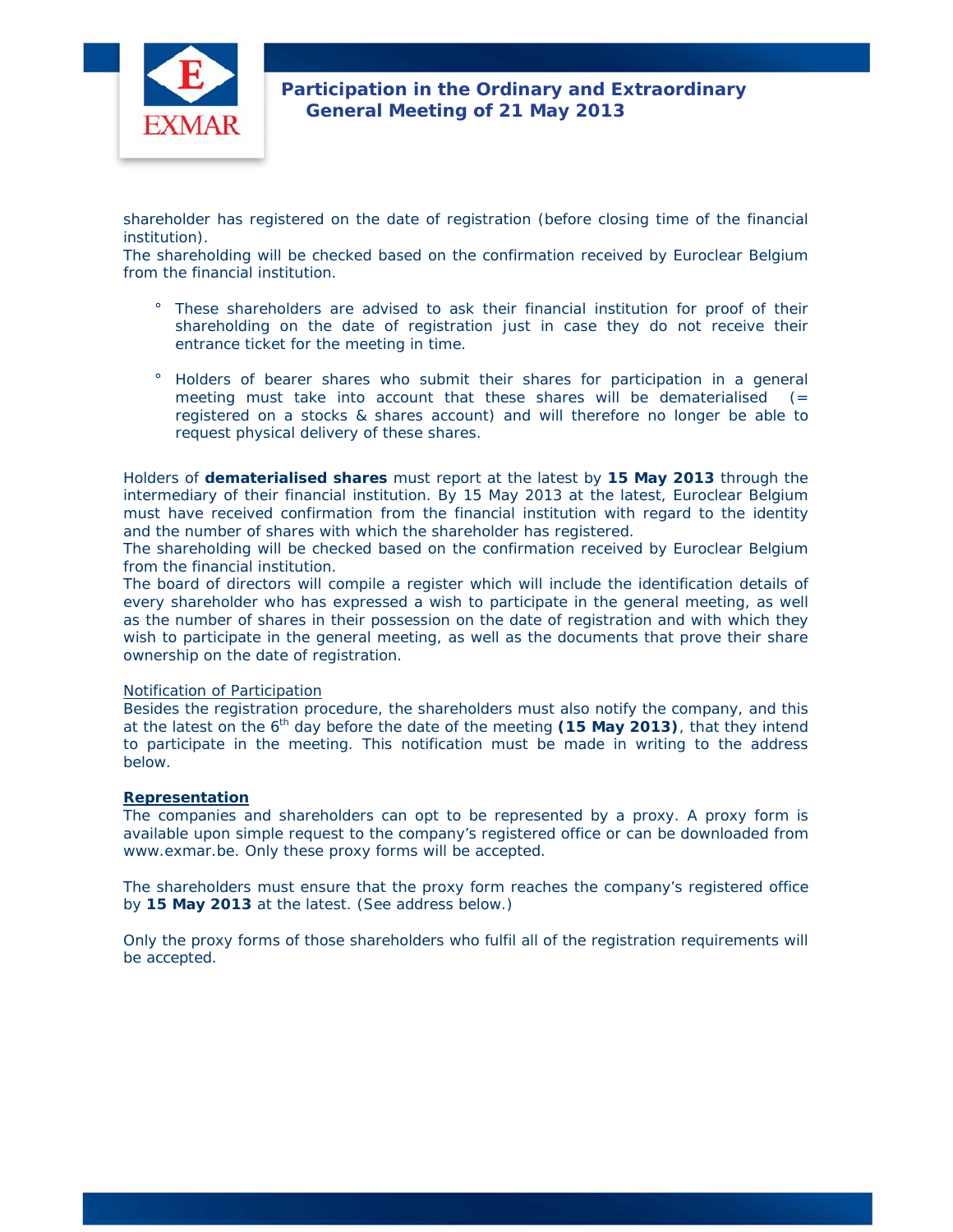shareholder has registered on the date of registration (before closing time of the financial institution).
The shareholding will be checked based on the confirmation received by Euroclear Belgium from the financial institution.

- These shareholders are advised to ask their financial institution for proof of their shareholding on the date of registration just in case they do not receive their entrance ticket for the meeting in time.

- Holders of bearer shares who submit their shares for participation in a general meeting must take into account that these shares will be dematerialised (= registered on a stocks & shares account) and will therefore no longer be able to request physical delivery of these shares.

Holders of **dematerialised shares** must report at the latest by **15 May 2013** through the intermediary of their financial institution. By 15 May 2013 at the latest, Euroclear Belgium must have received confirmation from the financial institution with regard to the identity and the number of shares with which the shareholder has registered.
The shareholding will be checked based on the confirmation received by Euroclear Belgium from the financial institution.
The board of directors will compile a register which will include the identification details of every shareholder who has expressed a wish to participate in the general meeting, as well as the number of shares in their possession on the date of registration and with which they wish to participate in the general meeting, as well as the documents that prove their share ownership on the date of registration.

Notification of Participation
Besides the registration procedure, the shareholders must also notify the company, and this at the latest on the 6th day before the date of the meeting **(15 May 2013)**, that they intend to participate in the meeting. This notification must be made in writing to the address below.

**Representation**
The companies and shareholders can opt to be represented by a proxy. A proxy form is available upon simple request to the company's registered office or can be downloaded from www.exmar.be. Only these proxy forms will be accepted.

The shareholders must ensure that the proxy form reaches the company's registered office by **15 May 2013** at the latest. (See address below.)

Only the proxy forms of those shareholders who fulfil all of the registration requirements will be accepted.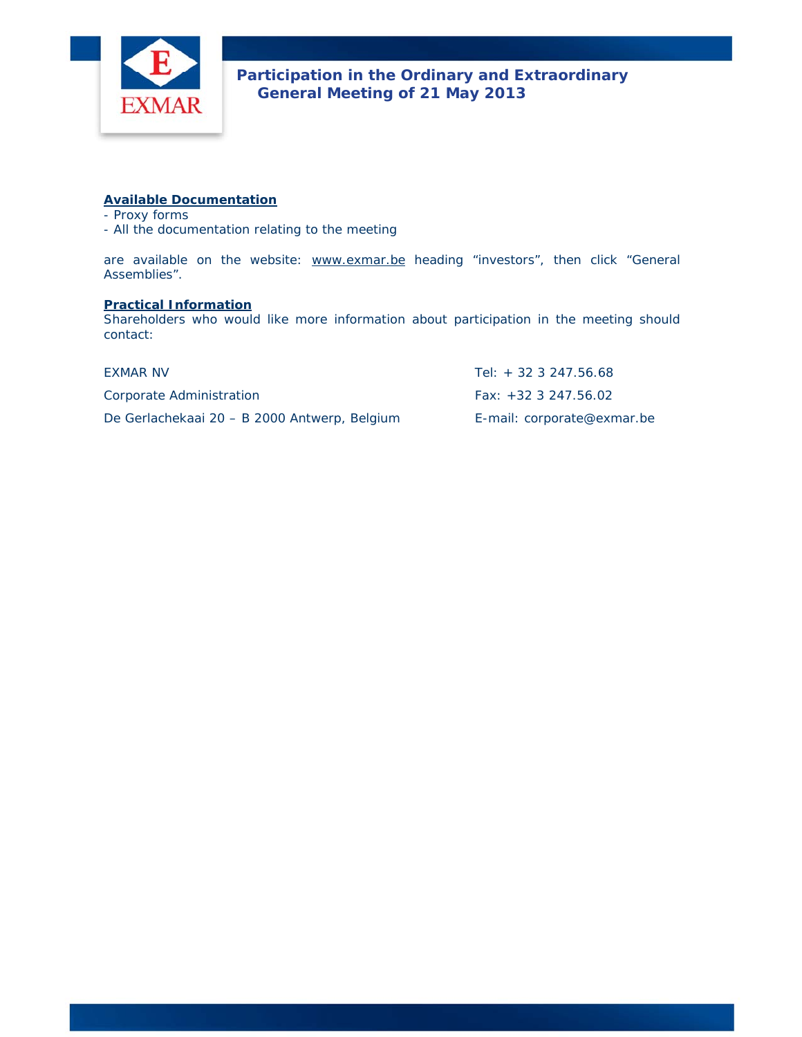**Available Documentation**

- Proxy forms
- All the documentation relating to the meeting

are available on the website: www.exmar.be heading "investors", then click "General Assemblies".

**Practical Information**

Shareholders who would like more information about participation in the meeting should contact:

EXMAR NV

Corporate Administration

De Gerlachekaai 20 – B 2000 Antwerp, Belgium

Tel: + 32 3 247.56.68

Fax: +32 3 247.56.02

E-mail: corporate@exmar.be